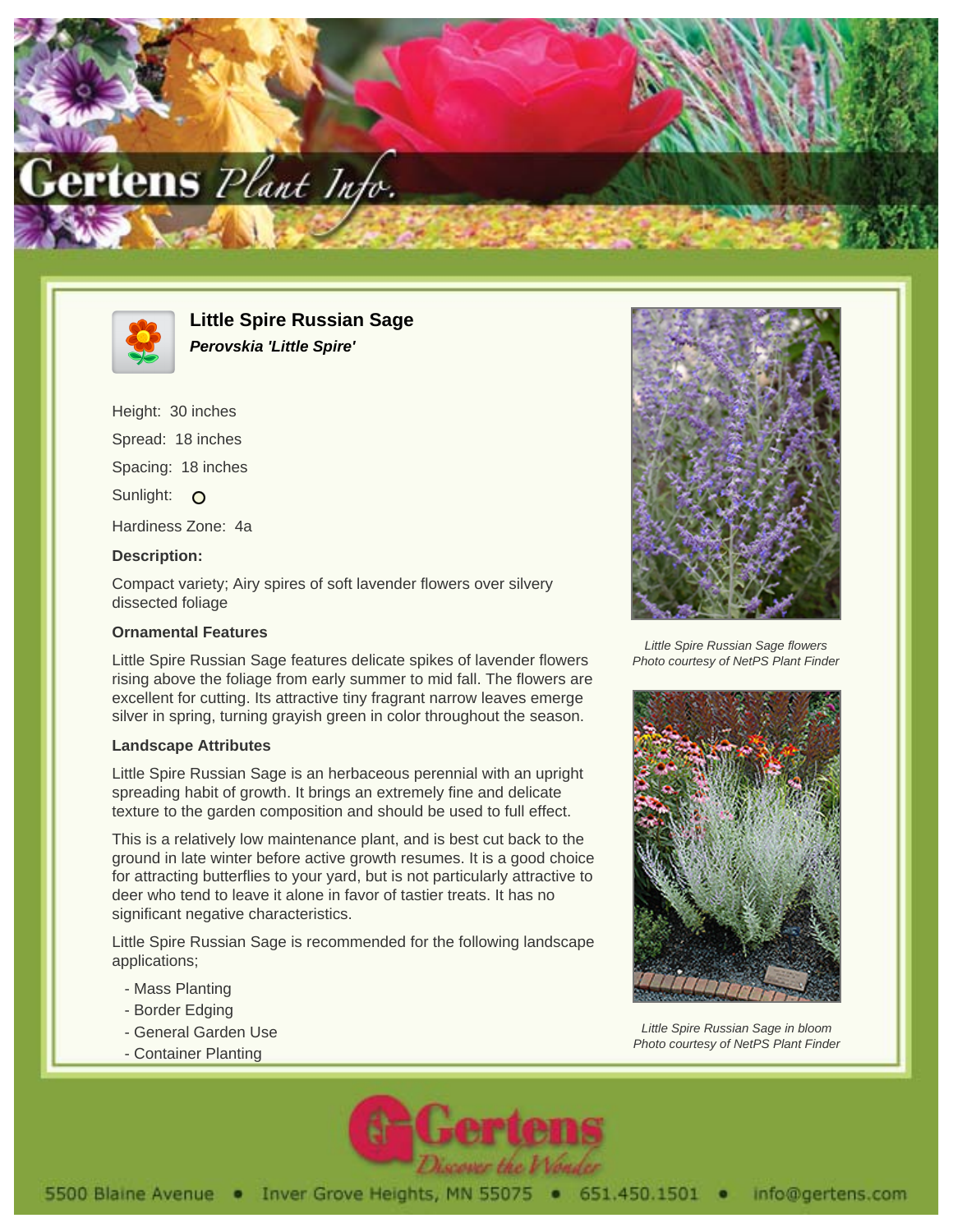# Little Spire Russian Sage

***Perovskia 'Little Spire'***

Height: 30 inches

Spread: 18 inches

Spacing: 18 inches

Sunlight: O

Hardiness Zone: 4a

### Description:

Compact variety; Airy spires of soft lavender flowers over silvery dissected foliage

### Ornamental Features

Little Spire Russian Sage features delicate spikes of lavender flowers rising above the foliage from early summer to mid fall. The flowers are excellent for cutting. Its attractive tiny fragrant narrow leaves emerge silver in spring, turning grayish green in color throughout the season.

### Landscape Attributes

Little Spire Russian Sage is an herbaceous perennial with an upright spreading habit of growth. It brings an extremely fine and delicate texture to the garden composition and should be used to full effect.

This is a relatively low maintenance plant, and is best cut back to the ground in late winter before active growth resumes. It is a good choice for attracting butterflies to your yard, but is not particularly attractive to deer who tend to leave it alone in favor of tastier treats. It has no significant negative characteristics.

Little Spire Russian Sage is recommended for the following landscape applications;

- Mass Planting
- Border Edging
- General Garden Use
- Container Planting

*Little Spire Russian Sage flowers*
*Photo courtesy of NetPS Plant Finder*

*Little Spire Russian Sage in bloom*
*Photo courtesy of NetPS Plant Finder*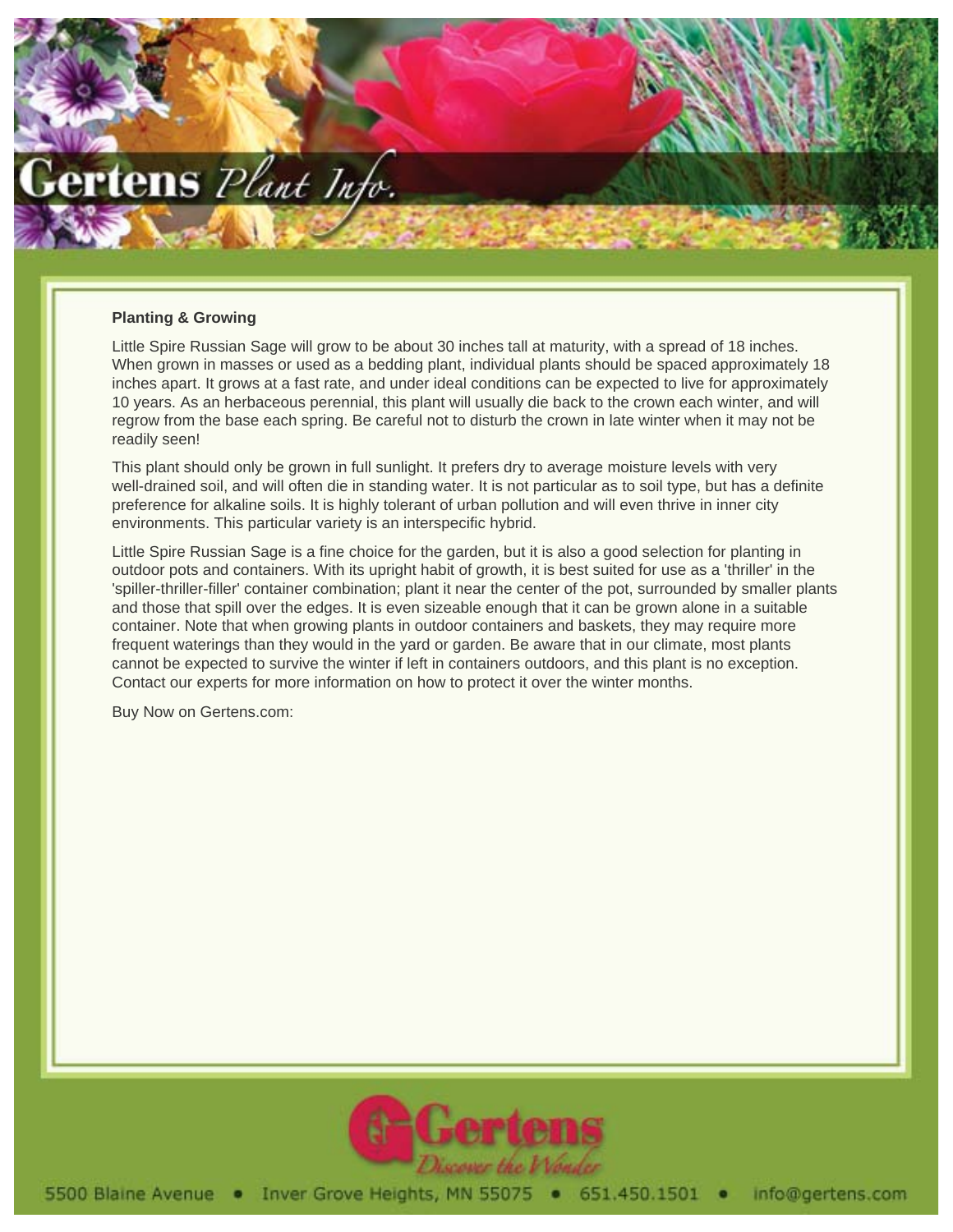**Planting & Growing**

Little Spire Russian Sage will grow to be about 30 inches tall at maturity, with a spread of 18 inches. When grown in masses or used as a bedding plant, individual plants should be spaced approximately 18 inches apart. It grows at a fast rate, and under ideal conditions can be expected to live for approximately 10 years. As an herbaceous perennial, this plant will usually die back to the crown each winter, and will regrow from the base each spring. Be careful not to disturb the crown in late winter when it may not be readily seen!

This plant should only be grown in full sunlight. It prefers dry to average moisture levels with very well-drained soil, and will often die in standing water. It is not particular as to soil type, but has a definite preference for alkaline soils. It is highly tolerant of urban pollution and will even thrive in inner city environments. This particular variety is an interspecific hybrid.

Little Spire Russian Sage is a fine choice for the garden, but it is also a good selection for planting in outdoor pots and containers. With its upright habit of growth, it is best suited for use as a 'thriller' in the 'spiller-thriller-filler' container combination; plant it near the center of the pot, surrounded by smaller plants and those that spill over the edges. It is even sizeable enough that it can be grown alone in a suitable container. Note that when growing plants in outdoor containers and baskets, they may require more frequent waterings than they would in the yard or garden. Be aware that in our climate, most plants cannot be expected to survive the winter if left in containers outdoors, and this plant is no exception. Contact our experts for more information on how to protect it over the winter months.

Buy Now on Gertens.com: